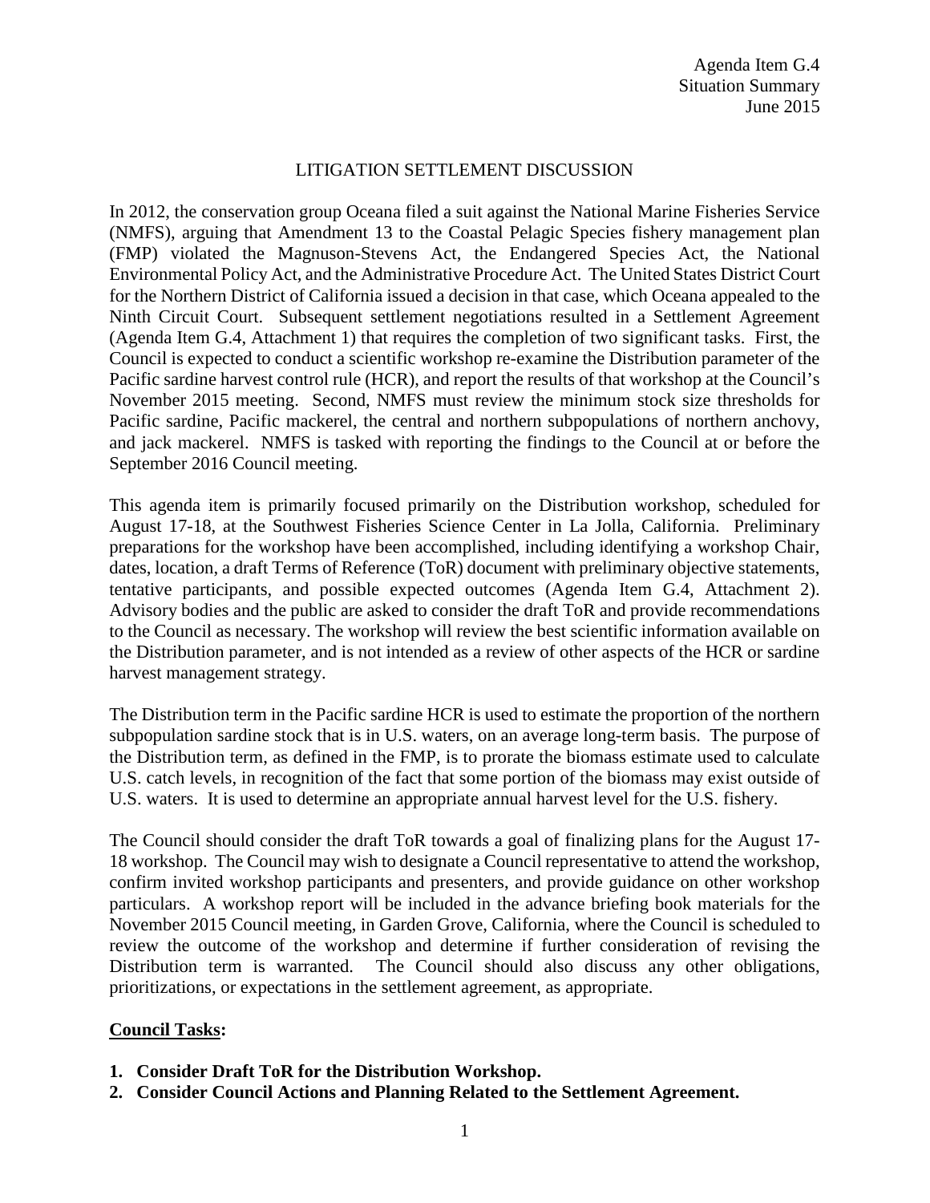Agenda Item G.4
Situation Summary
June 2015

# LITIGATION SETTLEMENT DISCUSSION

In 2012, the conservation group Oceana filed a suit against the National Marine Fisheries Service (NMFS), arguing that Amendment 13 to the Coastal Pelagic Species fishery management plan (FMP) violated the Magnuson-Stevens Act, the Endangered Species Act, the National Environmental Policy Act, and the Administrative Procedure Act. The United States District Court for the Northern District of California issued a decision in that case, which Oceana appealed to the Ninth Circuit Court. Subsequent settlement negotiations resulted in a Settlement Agreement (Agenda Item G.4, Attachment 1) that requires the completion of two significant tasks. First, the Council is expected to conduct a scientific workshop re-examine the Distribution parameter of the Pacific sardine harvest control rule (HCR), and report the results of that workshop at the Council's November 2015 meeting. Second, NMFS must review the minimum stock size thresholds for Pacific sardine, Pacific mackerel, the central and northern subpopulations of northern anchovy, and jack mackerel. NMFS is tasked with reporting the findings to the Council at or before the September 2016 Council meeting.

This agenda item is primarily focused primarily on the Distribution workshop, scheduled for August 17-18, at the Southwest Fisheries Science Center in La Jolla, California. Preliminary preparations for the workshop have been accomplished, including identifying a workshop Chair, dates, location, a draft Terms of Reference (ToR) document with preliminary objective statements, tentative participants, and possible expected outcomes (Agenda Item G.4, Attachment 2). Advisory bodies and the public are asked to consider the draft ToR and provide recommendations to the Council as necessary. The workshop will review the best scientific information available on the Distribution parameter, and is not intended as a review of other aspects of the HCR or sardine harvest management strategy.

The Distribution term in the Pacific sardine HCR is used to estimate the proportion of the northern subpopulation sardine stock that is in U.S. waters, on an average long-term basis. The purpose of the Distribution term, as defined in the FMP, is to prorate the biomass estimate used to calculate U.S. catch levels, in recognition of the fact that some portion of the biomass may exist outside of U.S. waters. It is used to determine an appropriate annual harvest level for the U.S. fishery.

The Council should consider the draft ToR towards a goal of finalizing plans for the August 17-18 workshop. The Council may wish to designate a Council representative to attend the workshop, confirm invited workshop participants and presenters, and provide guidance on other workshop particulars. A workshop report will be included in the advance briefing book materials for the November 2015 Council meeting, in Garden Grove, California, where the Council is scheduled to review the outcome of the workshop and determine if further consideration of revising the Distribution term is warranted. The Council should also discuss any other obligations, prioritizations, or expectations in the settlement agreement, as appropriate.

**<u>Council Tasks</u>:**

1. **Consider Draft ToR for the Distribution Workshop.**
2. **Consider Council Actions and Planning Related to the Settlement Agreement.**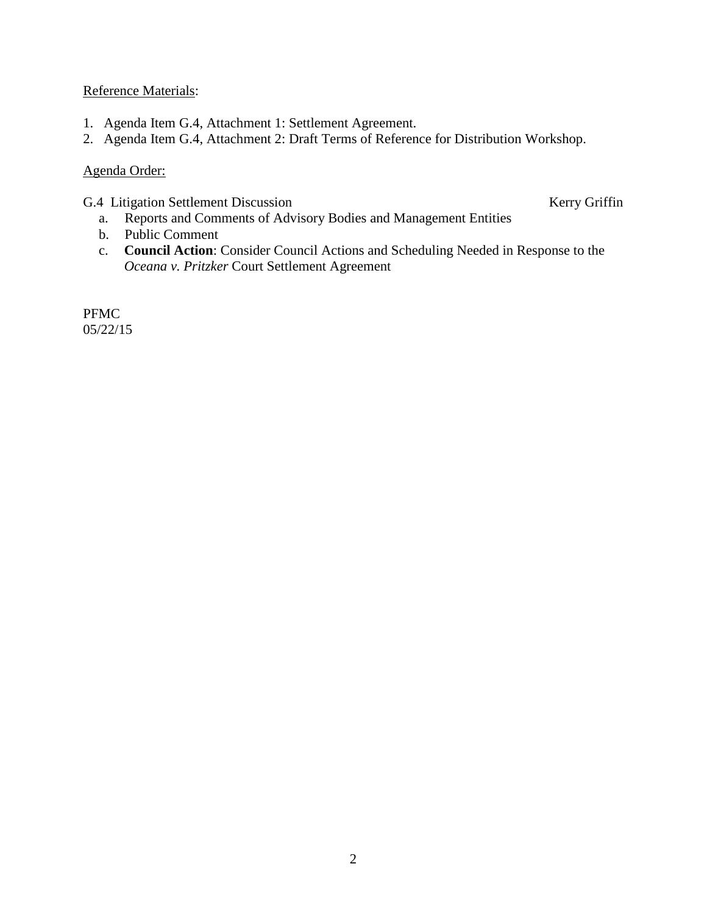Reference Materials:

1. Agenda Item G.4, Attachment 1: Settlement Agreement.
2. Agenda Item G.4, Attachment 2: Draft Terms of Reference for Distribution Workshop.

Agenda Order:

G.4 Litigation Settlement Discussion — Kerry Griffin

- a. Reports and Comments of Advisory Bodies and Management Entities
- b. Public Comment
- c. **Council Action**: Consider Council Actions and Scheduling Needed in Response to the *Oceana v. Pritzker* Court Settlement Agreement

PFMC
05/22/15